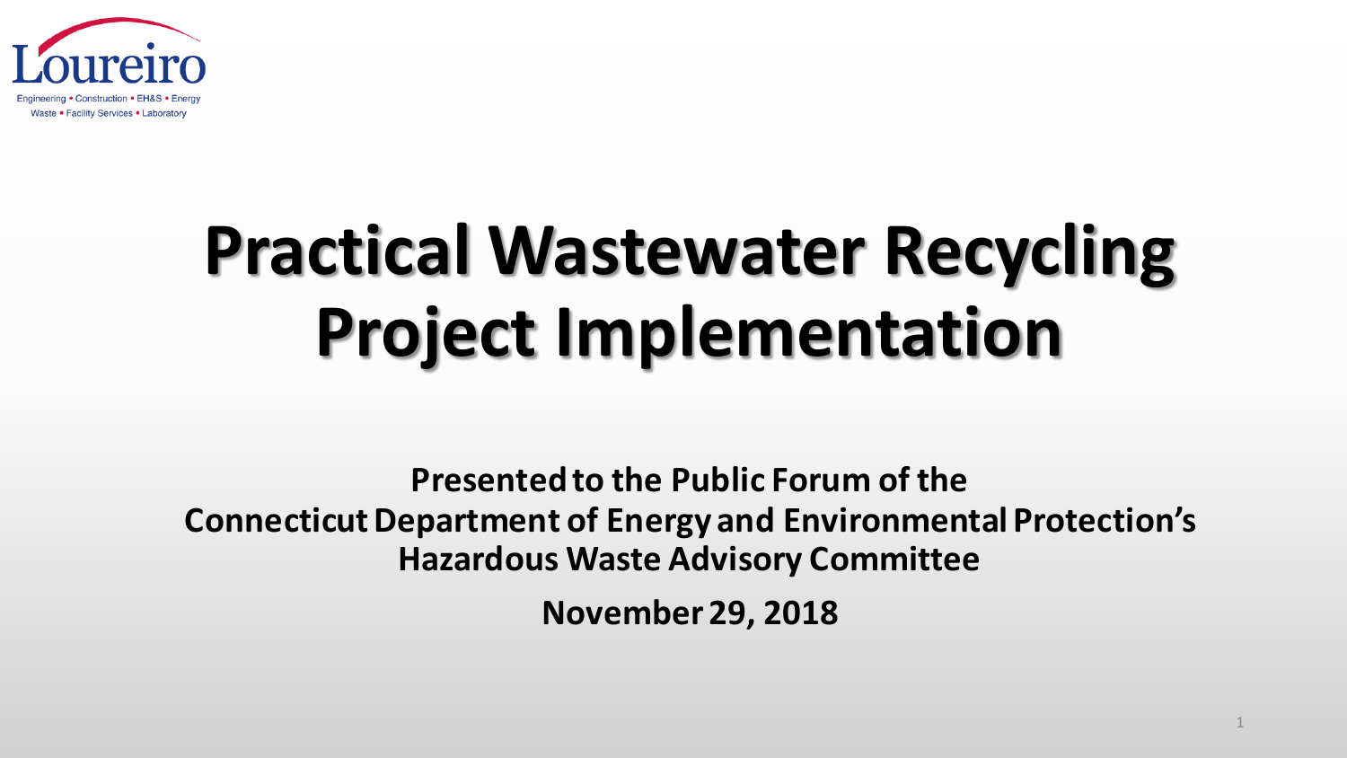Loureiro

Engineering • Construction • EH&S • Energy
Waste • Facility Services • Laboratory

# Practical Wastewater Recycling Project Implementation

**Presented to the Public Forum of the**
**Connecticut Department of Energy and Environmental Protection's**
**Hazardous Waste Advisory Committee**

**November 29, 2018**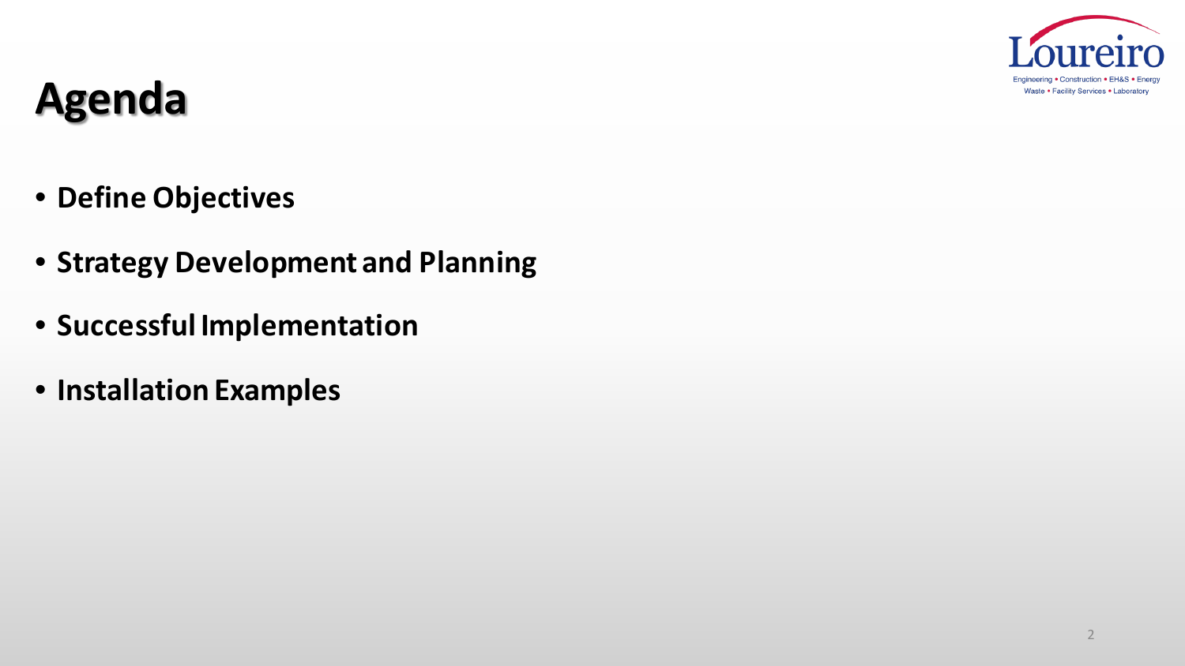# Agenda

- **Define Objectives**
- **Strategy Development and Planning**
- **Successful Implementation**
- **Installation Examples**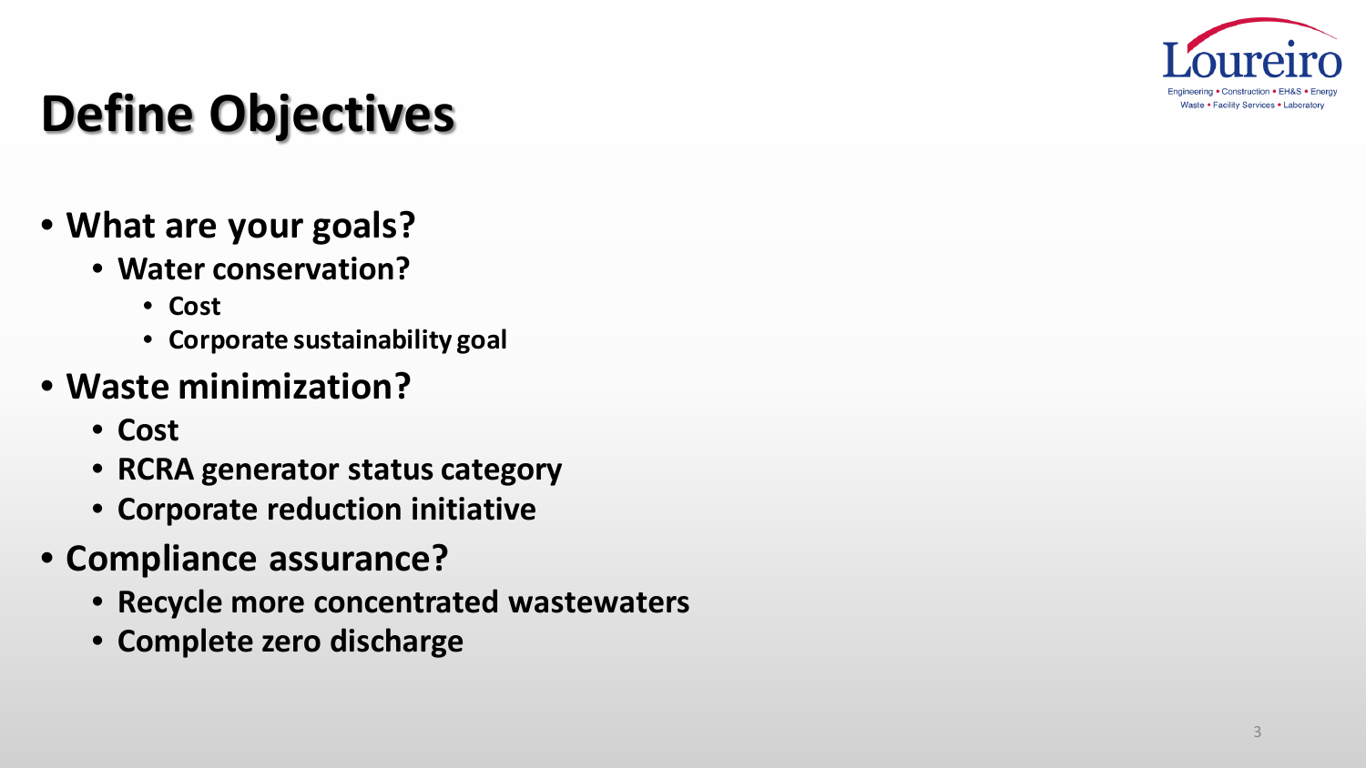# Define Objectives

- What are your goals?
  - Water conservation?
    - Cost
    - Corporate sustainability goal
- Waste minimization?
  - Cost
  - RCRA generator status category
  - Corporate reduction initiative
- Compliance assurance?
  - Recycle more concentrated wastewaters
  - Complete zero discharge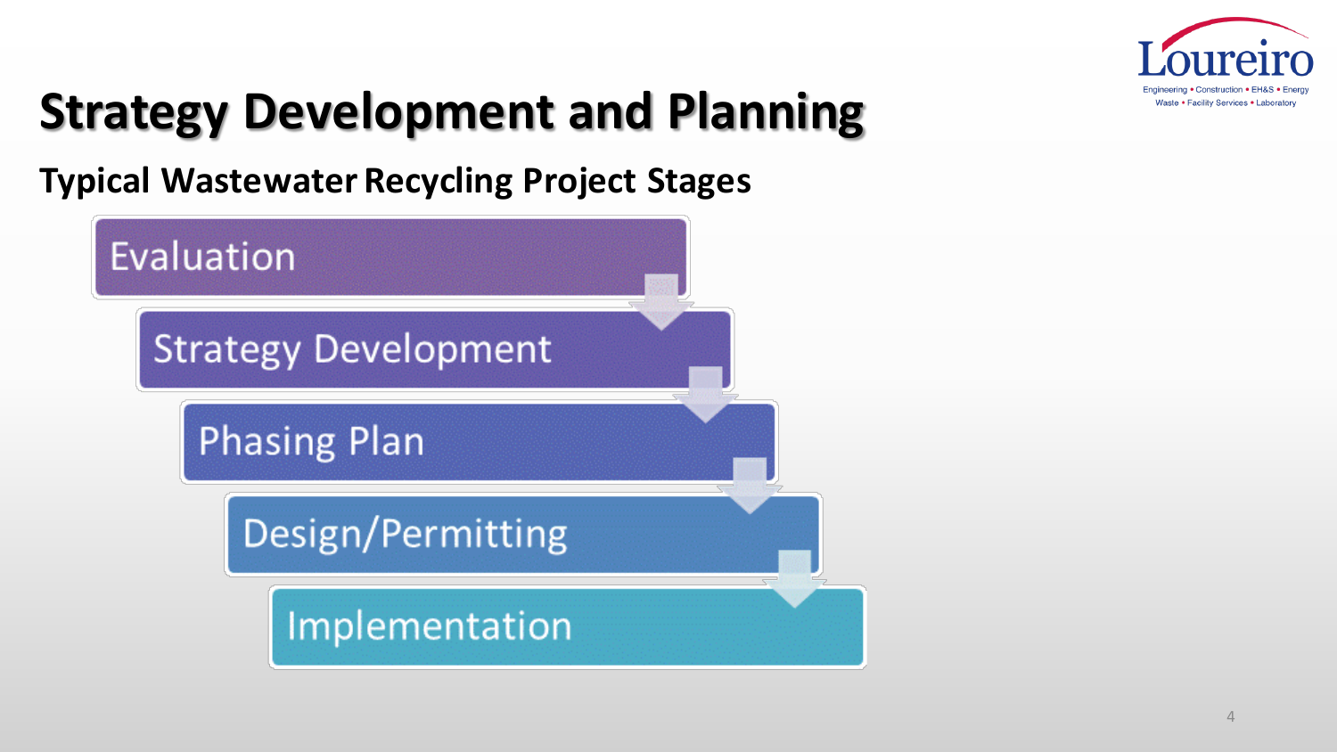# Strategy Development and Planning

**Typical Wastewater Recycling Project Stages**

1. Evaluation
2. Strategy Development
3. Phasing Plan
4. Design/Permitting
5. Implementation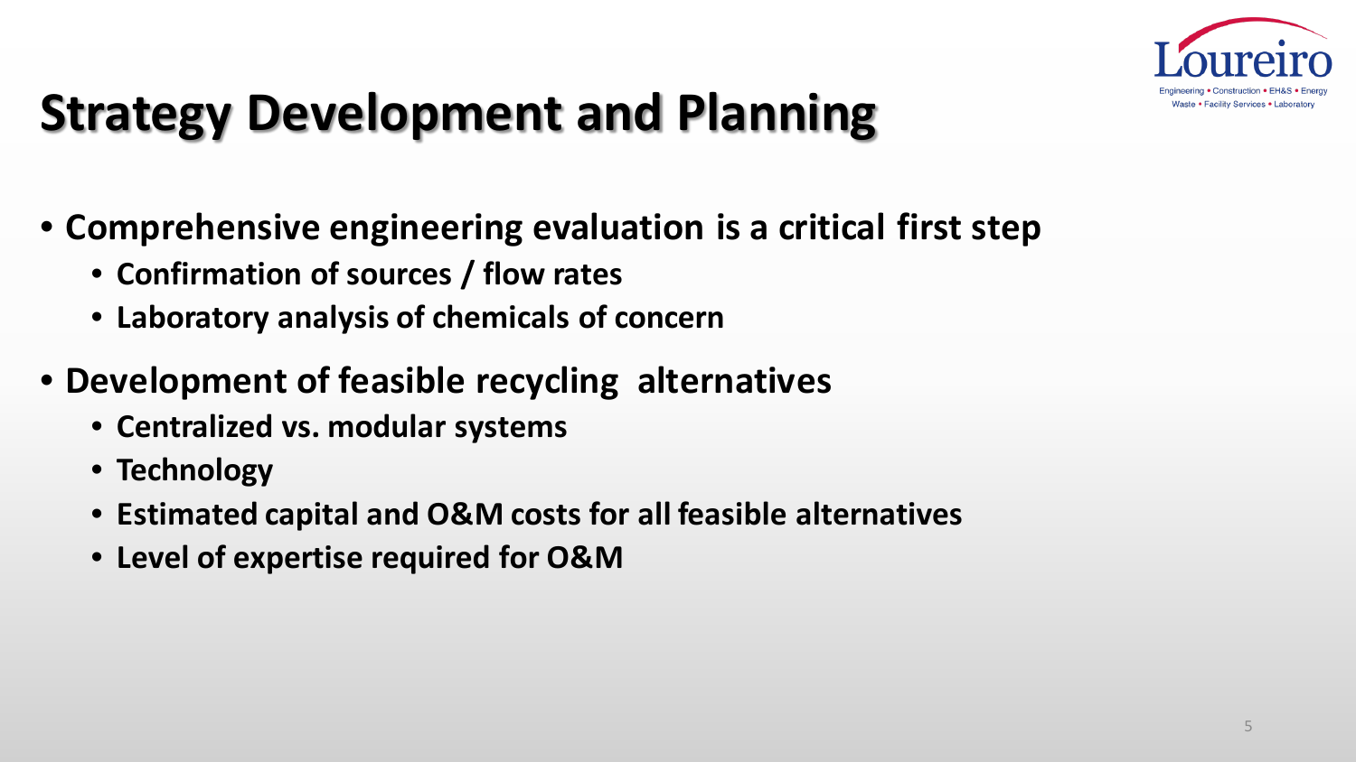# Strategy Development and Planning

- **Comprehensive engineering evaluation is a critical first step**
  - **Confirmation of sources / flow rates**
  - **Laboratory analysis of chemicals of concern**
- **Development of feasible recycling alternatives**
  - **Centralized vs. modular systems**
  - **Technology**
  - **Estimated capital and O&M costs for all feasible alternatives**
  - **Level of expertise required for O&M**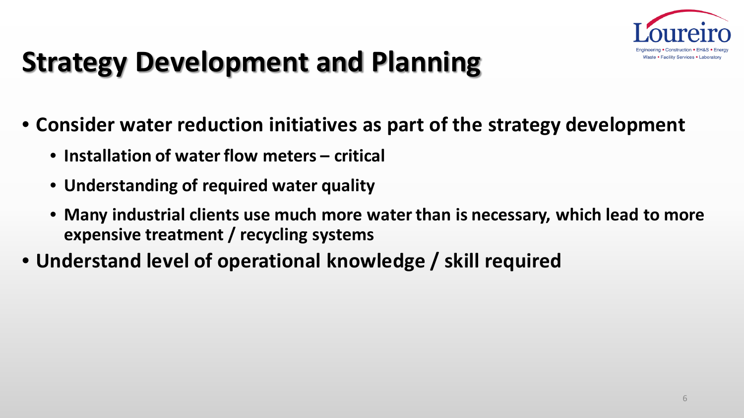# Strategy Development and Planning

- Consider water reduction initiatives as part of the strategy development
  - Installation of water flow meters – critical
  - Understanding of required water quality
  - Many industrial clients use much more water than is necessary, which lead to more expensive treatment / recycling systems
- Understand level of operational knowledge / skill required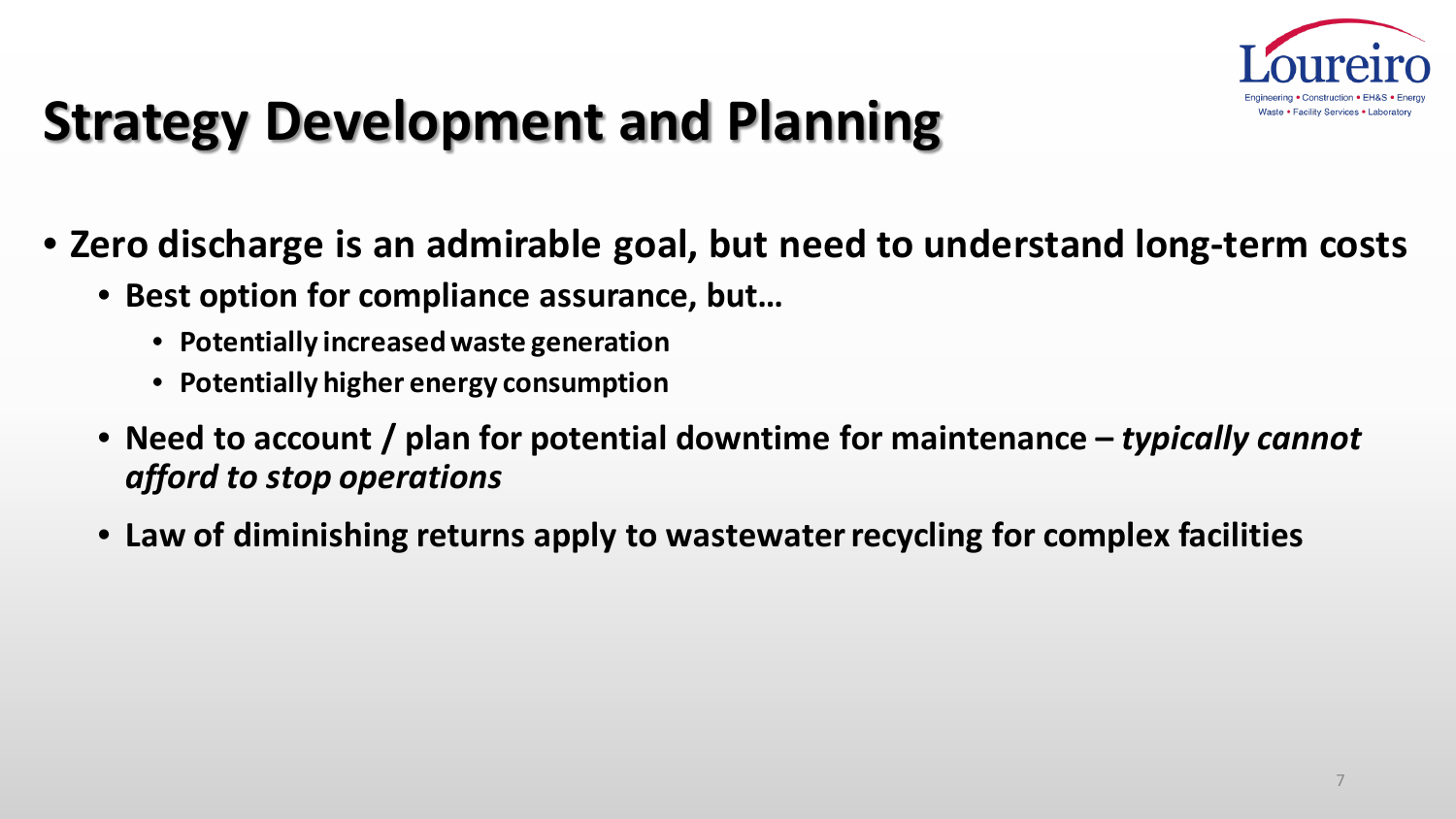# Strategy Development and Planning

- **Zero discharge is an admirable goal, but need to understand long-term costs**
  - **Best option for compliance assurance, but…**
    - **Potentially increased waste generation**
    - **Potentially higher energy consumption**
  - **Need to account / plan for potential downtime for maintenance –** ***typically cannot afford to stop operations***
  - **Law of diminishing returns apply to wastewater recycling for complex facilities**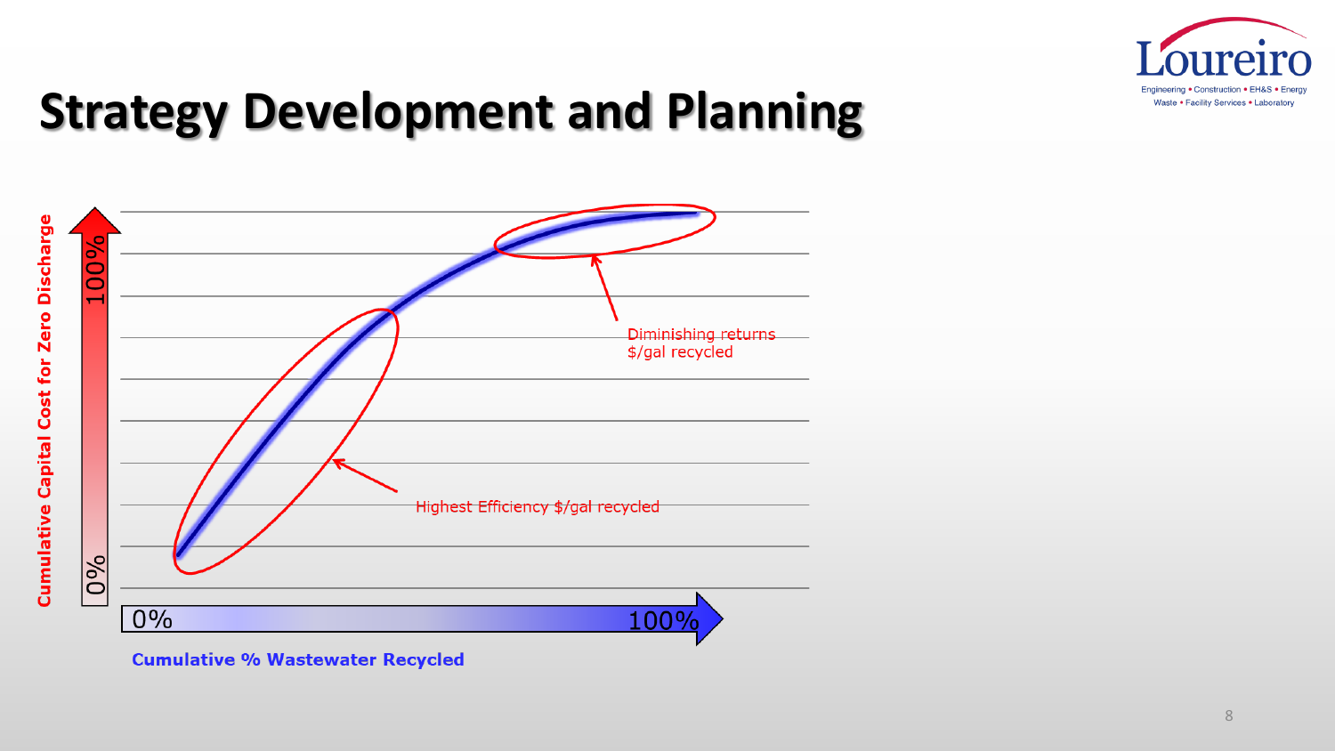# Strategy Development and Planning

Cumulative Capital Cost for Zero Discharge

100%

0%

Diminishing returns
$/gal recycled

Highest Efficiency $/gal recycled

0%

100%

**Cumulative % Wastewater Recycled**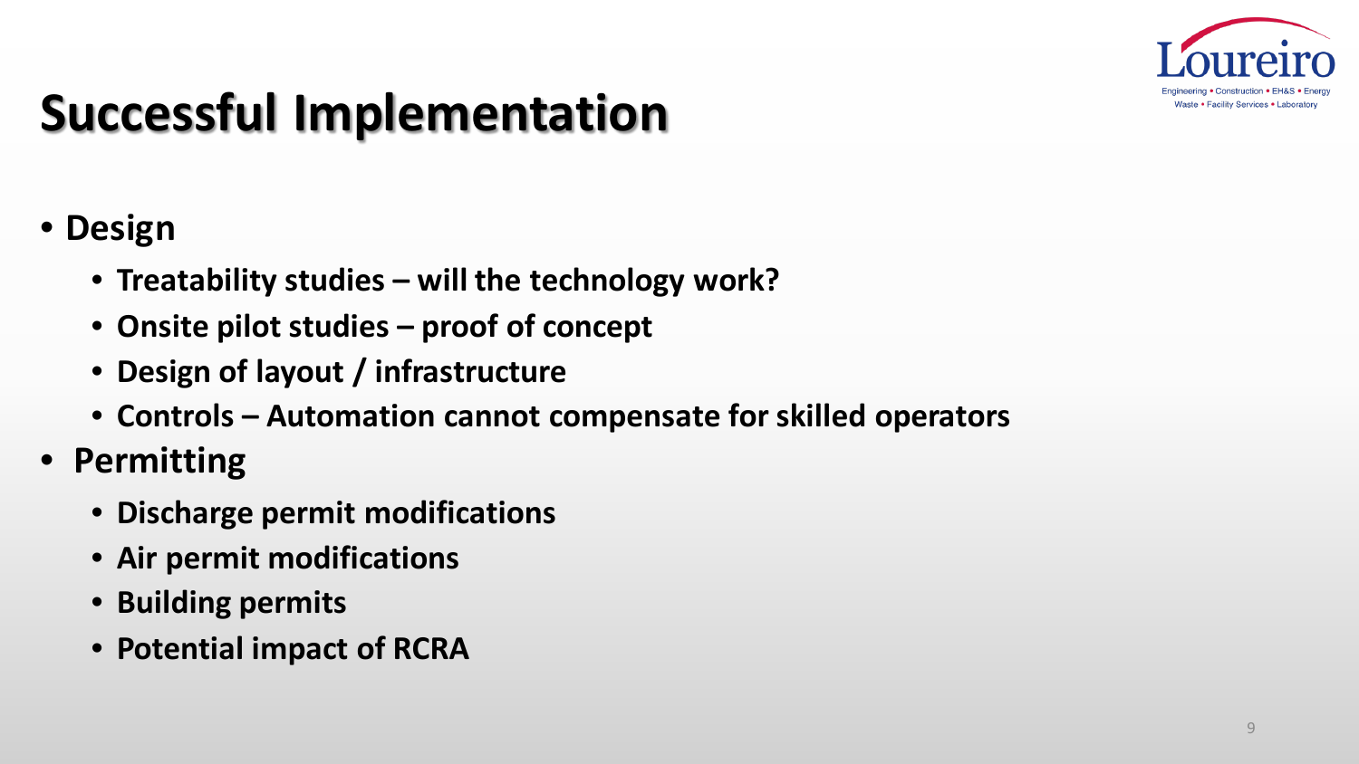# Successful Implementation

- **Design**
  - **Treatability studies – will the technology work?**
  - **Onsite pilot studies – proof of concept**
  - **Design of layout / infrastructure**
  - **Controls – Automation cannot compensate for skilled operators**
- **Permitting**
  - **Discharge permit modifications**
  - **Air permit modifications**
  - **Building permits**
  - **Potential impact of RCRA**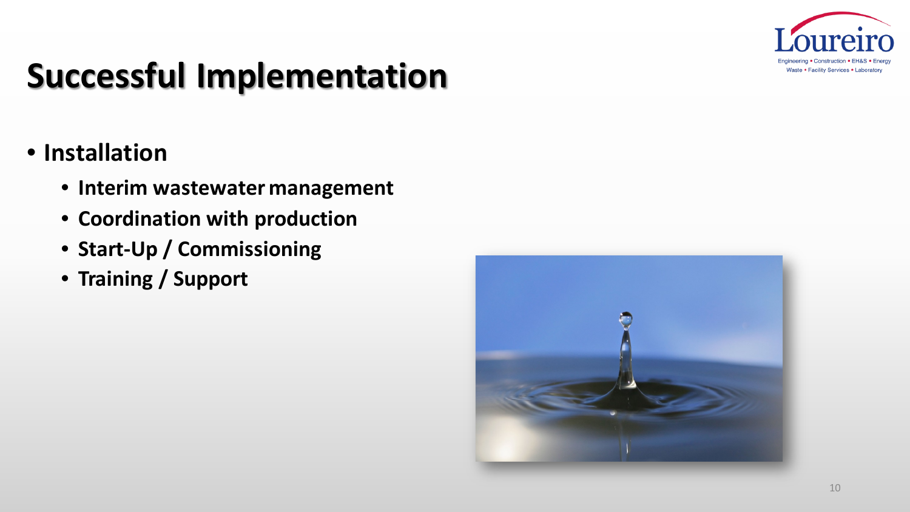# Successful Implementation

- **Installation**
  - **Interim wastewater management**
  - **Coordination with production**
  - **Start-Up / Commissioning**
  - **Training / Support**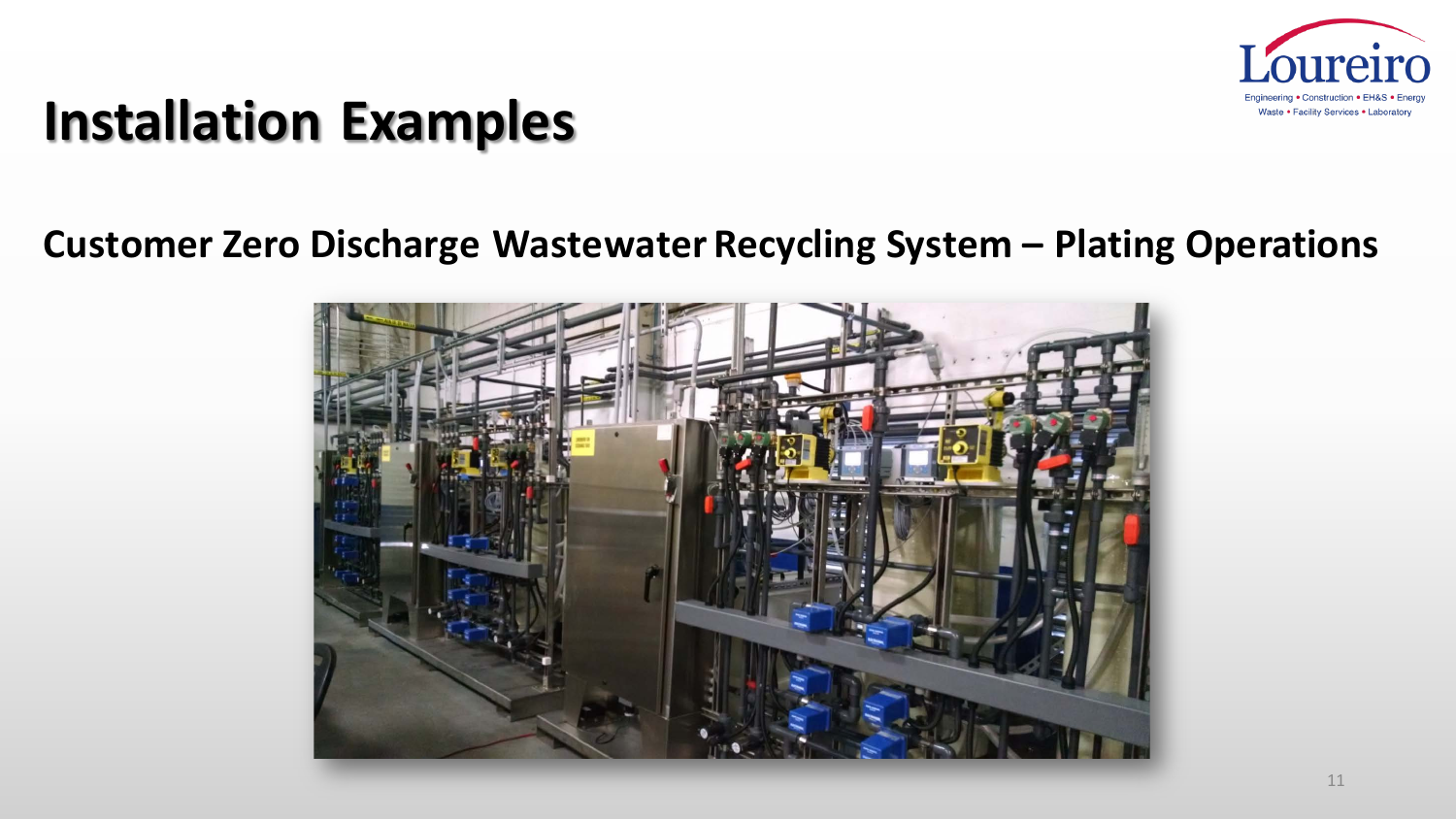# Installation Examples

## Customer Zero Discharge Wastewater Recycling System – Plating Operations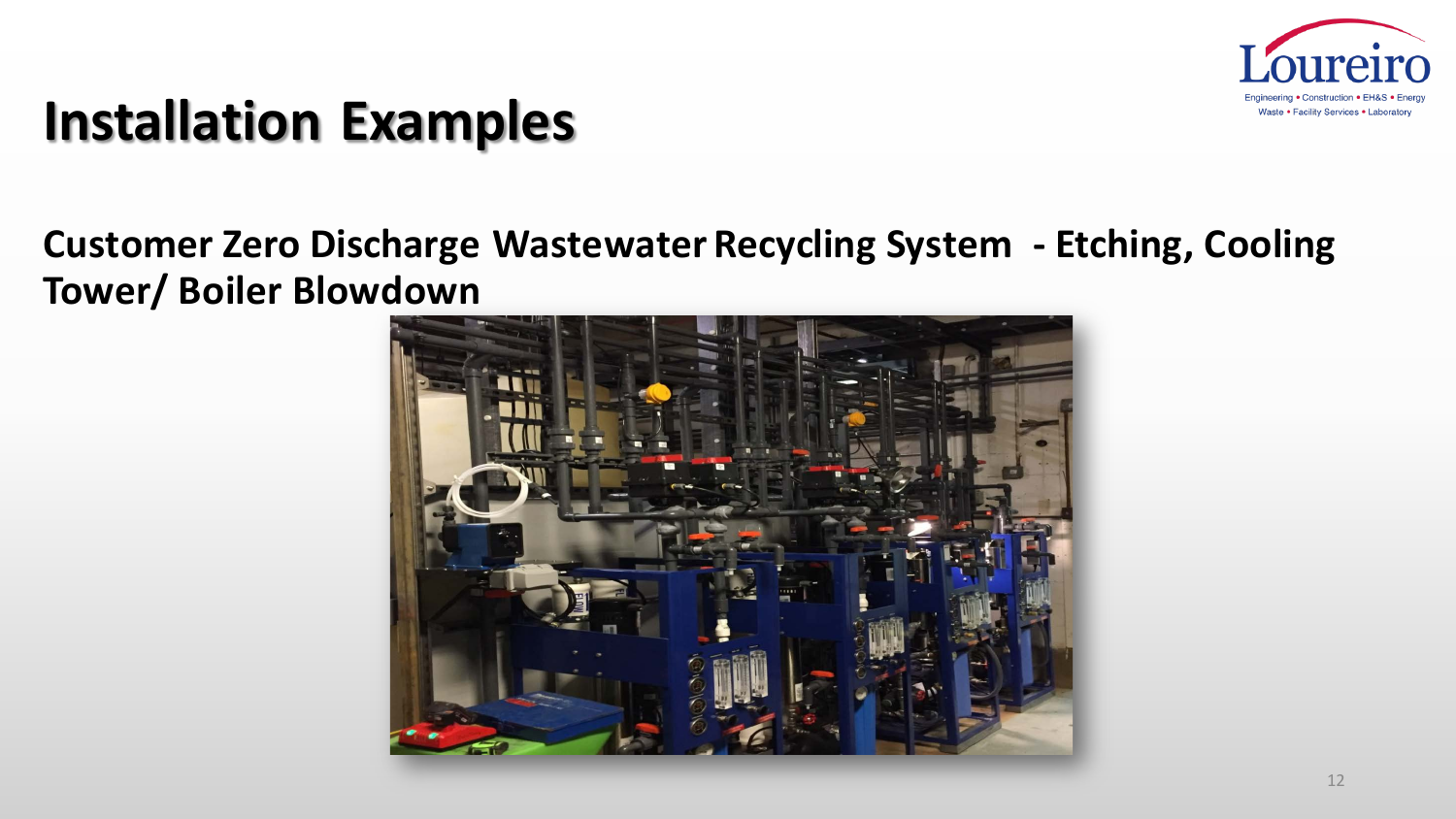# Installation Examples

## Customer Zero Discharge Wastewater Recycling System - Etching, Cooling Tower/ Boiler Blowdown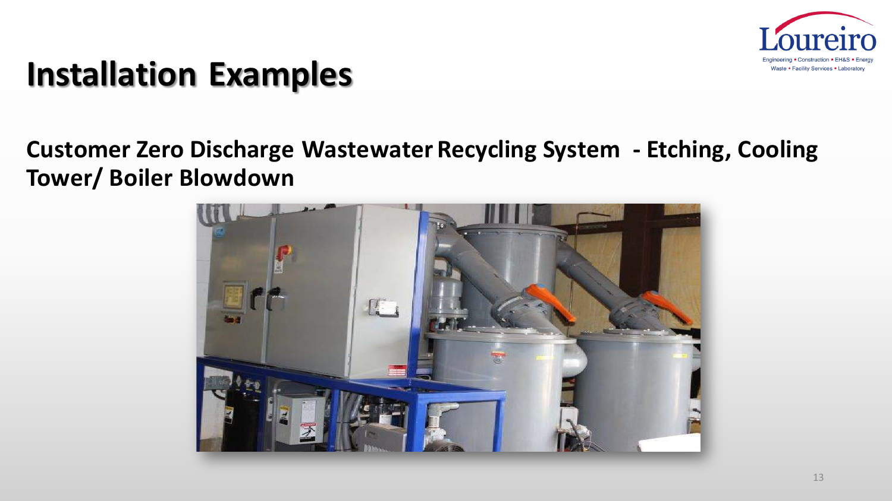# Installation Examples

**Customer Zero Discharge Wastewater Recycling System - Etching, Cooling Tower/ Boiler Blowdown**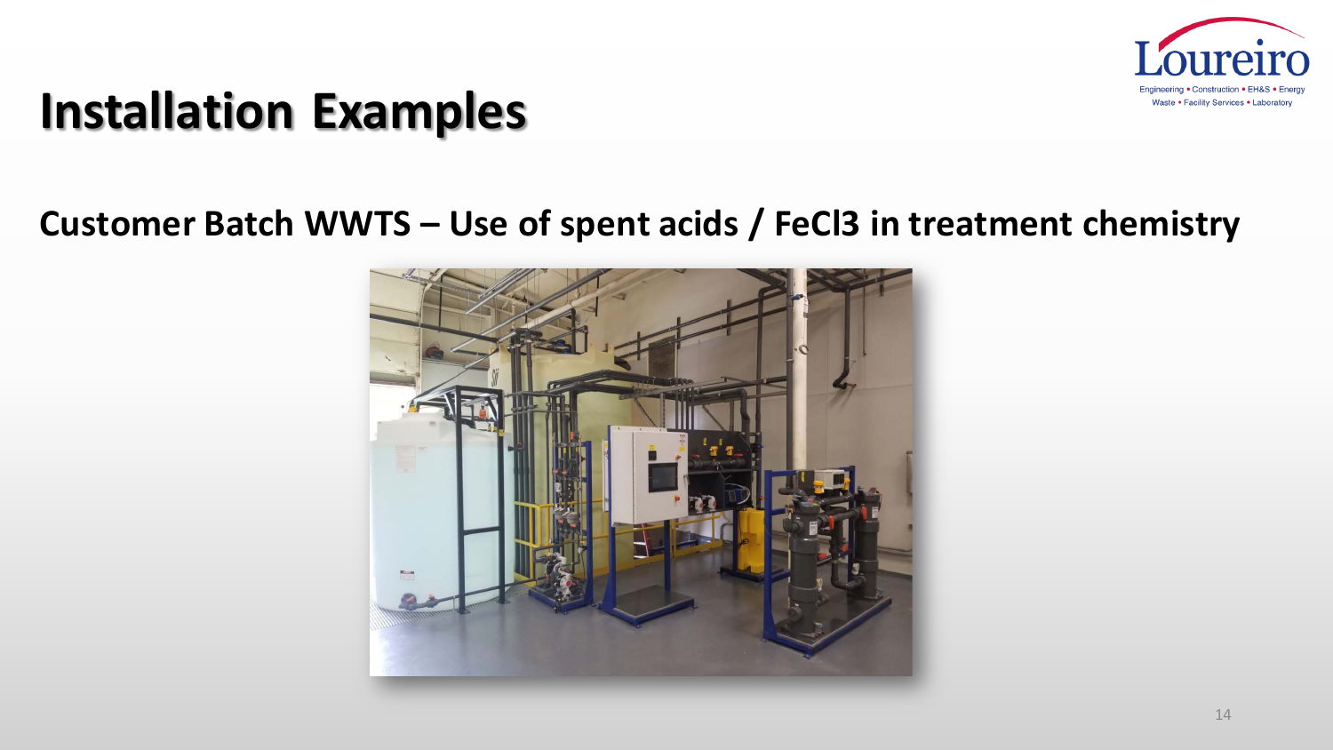# Installation Examples

## Customer Batch WWTS – Use of spent acids / $FeCl_3$ in treatment chemistry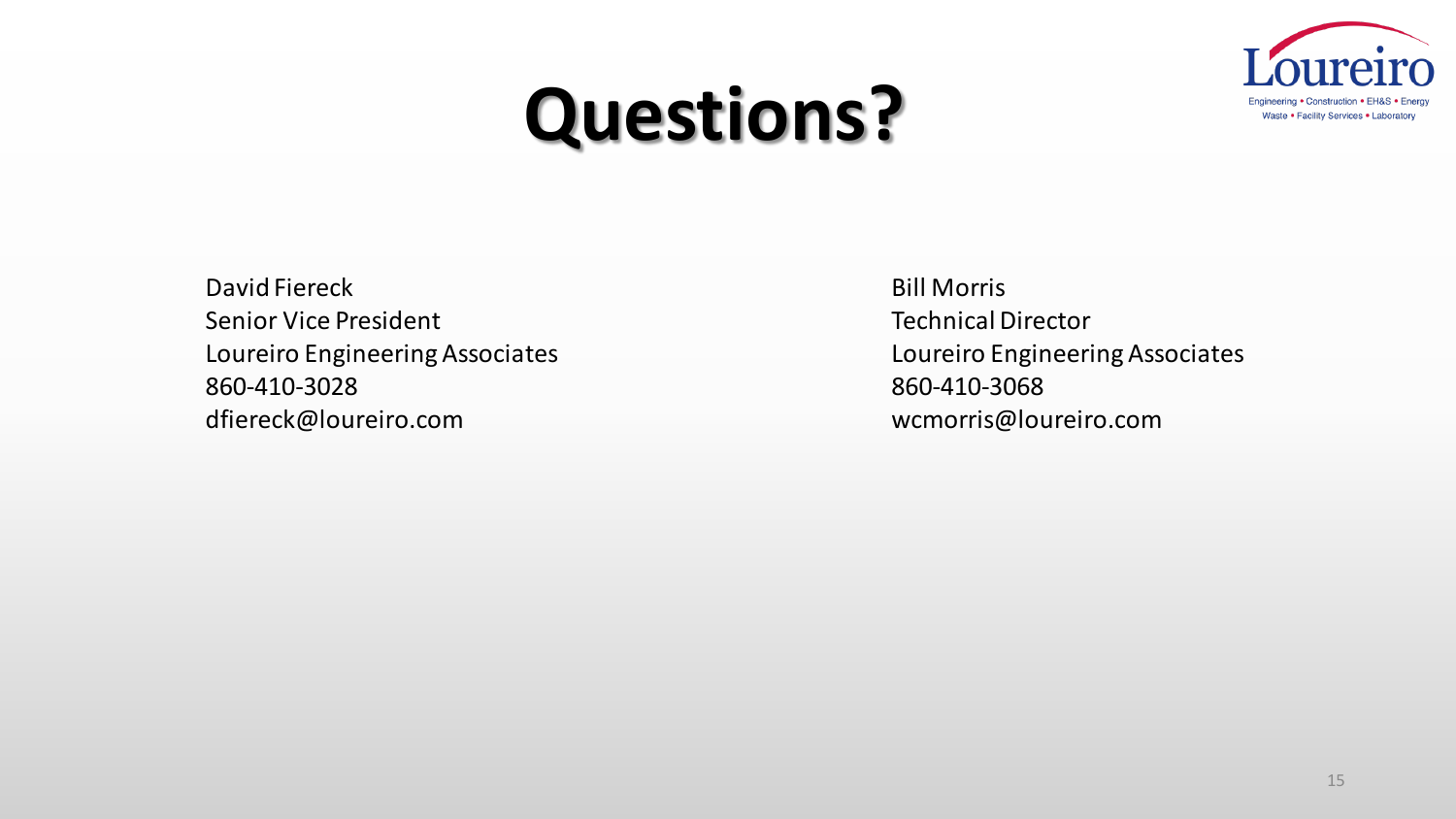# Questions?

Loureiro
Engineering • Construction • EH&S • Energy
Waste • Facility Services • Laboratory

David Fiereck
Senior Vice President
Loureiro Engineering Associates
860-410-3028
dfiereck@loureiro.com

Bill Morris
Technical Director
Loureiro Engineering Associates
860-410-3068
wcmorris@loureiro.com